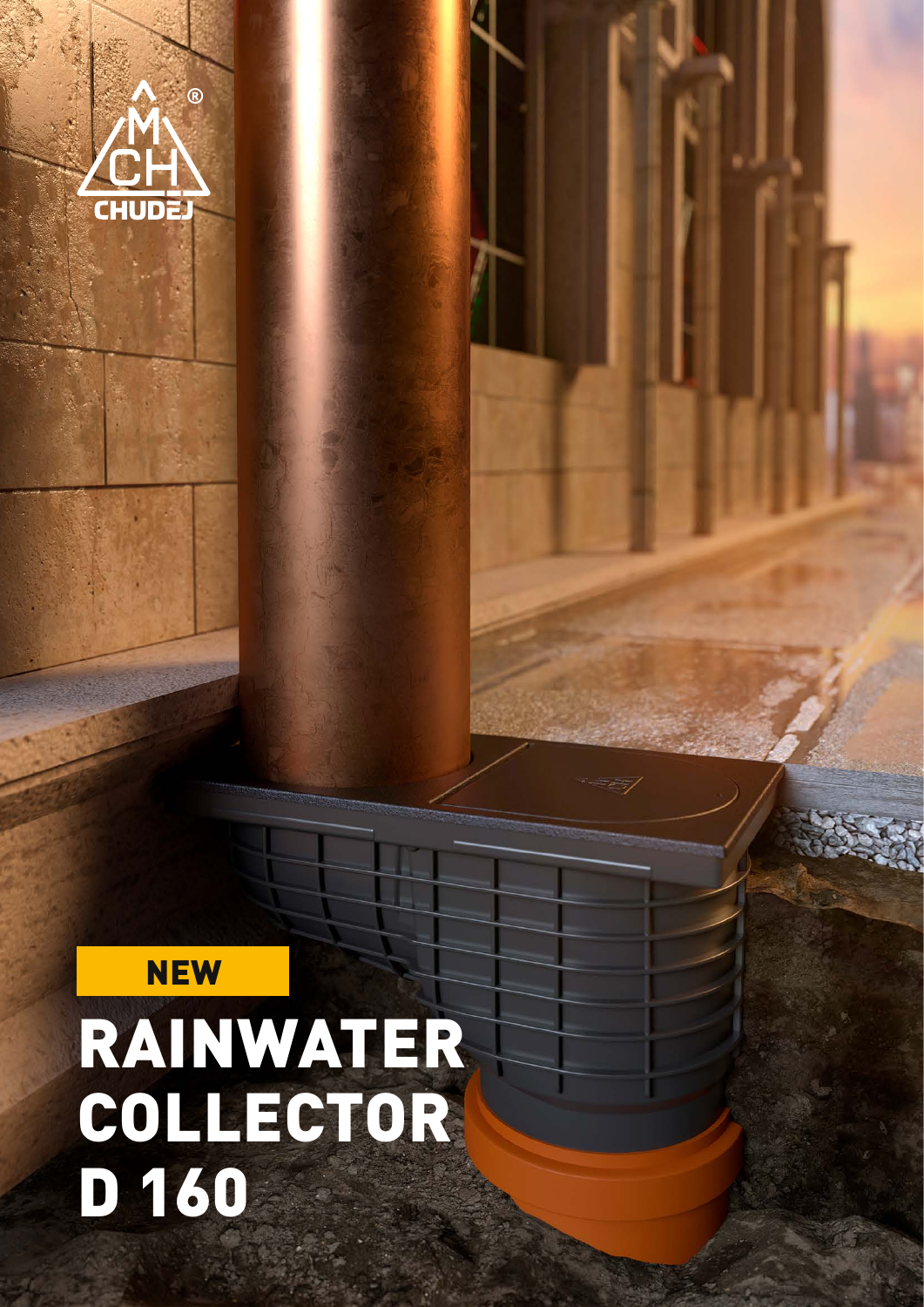NEW

# RAINWATER COLLECTOR D 160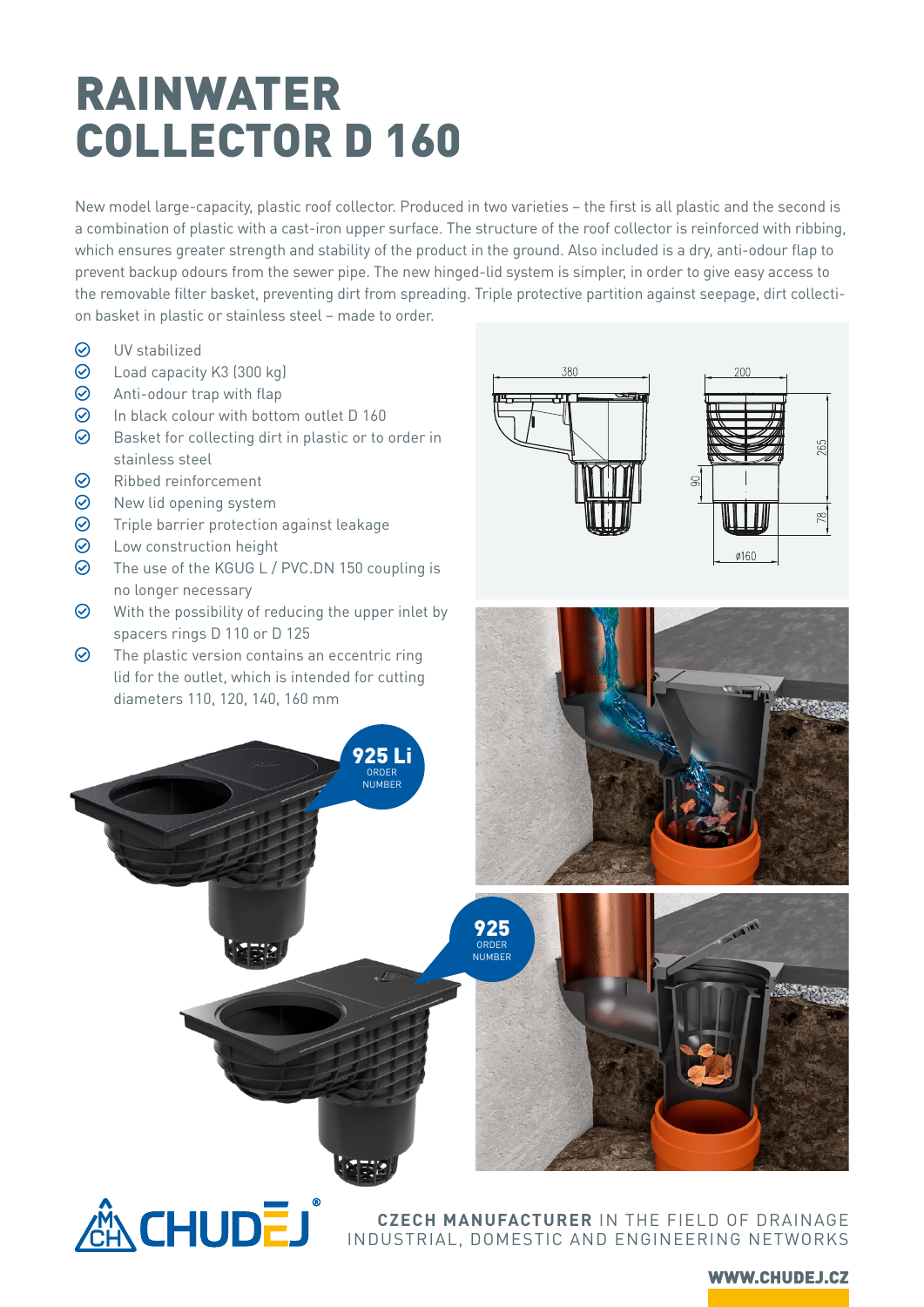# RAINWATER COLLECTOR D 160

New model large-capacity, plastic roof collector. Produced in two varieties – the first is all plastic and the second is a combination of plastic with a cast-iron upper surface. The structure of the roof collector is reinforced with ribbing, which ensures greater strength and stability of the product in the ground. Also included is a dry, anti-odour flap to prevent backup odours from the sewer pipe. The new hinged-lid system is simpler, in order to give easy access to the removable filter basket, preventing dirt from spreading. Triple protective partition against seepage, dirt collection basket in plastic or stainless steel – made to order.

- UV stabilized
- Load capacity K3 (300 kg)
- Anti-odour trap with flap
- In black colour with bottom outlet D 160
- Basket for collecting dirt in plastic or to order in stainless steel
- Ribbed reinforcement
- New lid opening system
- Triple barrier protection against leakage
- Low construction height
- The use of the KGUG L / PVC.DN 150 coupling is no longer necessary
- With the possibility of reducing the upper inlet by spacers rings D 110 or D 125
- The plastic version contains an eccentric ring lid for the outlet, which is intended for cutting diameters 110, 120, 140, 160 mm

380
200
265
90
78
ø160

**925 Li** ORDER NUMBER

**925** ORDER NUMBER

CHUDEJ

**CZECH MANUFACTURER** IN THE FIELD OF DRAINAGE INDUSTRIAL, DOMESTIC AND ENGINEERING NETWORKS

**WWW.CHUDEJ.CZ**